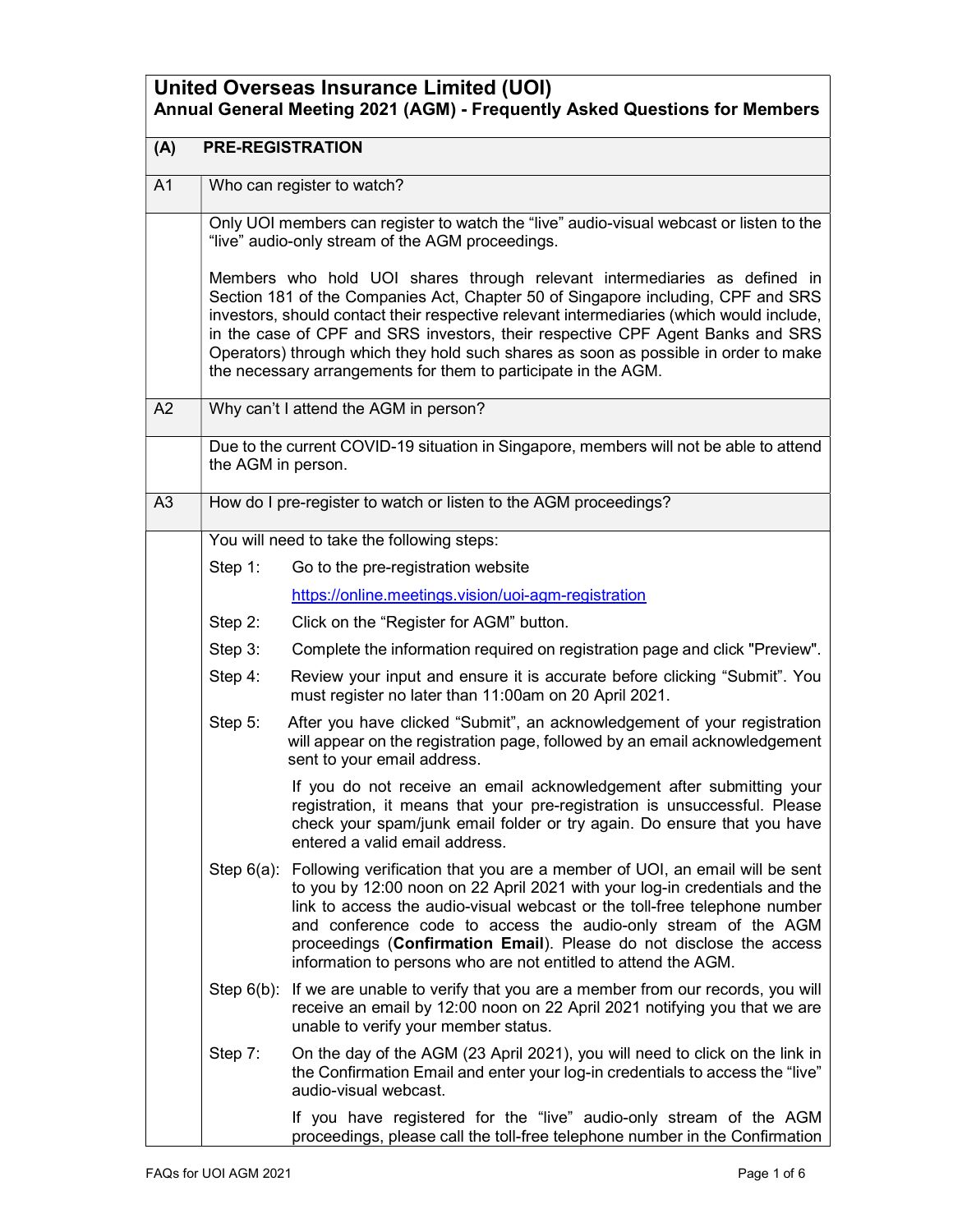# United Overseas Insurance Limited (UOI)

## Annual General Meeting 2021 (AGM) - Frequently Asked Questions for Members

### (A) PRE-REGISTRATION

**A1 Who can register to watch?**

Only UOI members can register to watch the "live" audio-visual webcast or listen to the "live" audio-only stream of the AGM proceedings.

Members who hold UOI shares through relevant intermediaries as defined in Section 181 of the Companies Act, Chapter 50 of Singapore including, CPF and SRS investors, should contact their respective relevant intermediaries (which would include, in the case of CPF and SRS investors, their respective CPF Agent Banks and SRS Operators) through which they hold such shares as soon as possible in order to make the necessary arrangements for them to participate in the AGM.

**A2 Why can't I attend the AGM in person?**

Due to the current COVID-19 situation in Singapore, members will not be able to attend the AGM in person.

**A3 How do I pre-register to watch or listen to the AGM proceedings?**

You will need to take the following steps:

Step 1: Go to the pre-registration website https://online.meetings.vision/uoi-agm-registration

Step 2: Click on the "Register for AGM" button.

Step 3: Complete the information required on registration page and click "Preview".

Step 4: Review your input and ensure it is accurate before clicking "Submit". You must register no later than 11:00am on 20 April 2021.

Step 5: After you have clicked "Submit", an acknowledgement of your registration will appear on the registration page, followed by an email acknowledgement sent to your email address.

If you do not receive an email acknowledgement after submitting your registration, it means that your pre-registration is unsuccessful. Please check your spam/junk email folder or try again. Do ensure that you have entered a valid email address.

Step 6(a): Following verification that you are a member of UOI, an email will be sent to you by 12:00 noon on 22 April 2021 with your log-in credentials and the link to access the audio-visual webcast or the toll-free telephone number and conference code to access the audio-only stream of the AGM proceedings (**Confirmation Email**). Please do not disclose the access information to persons who are not entitled to attend the AGM.

Step 6(b): If we are unable to verify that you are a member from our records, you will receive an email by 12:00 noon on 22 April 2021 notifying you that we are unable to verify your member status.

Step 7: On the day of the AGM (23 April 2021), you will need to click on the link in the Confirmation Email and enter your log-in credentials to access the "live" audio-visual webcast.

If you have registered for the "live" audio-only stream of the AGM proceedings, please call the toll-free telephone number in the Confirmation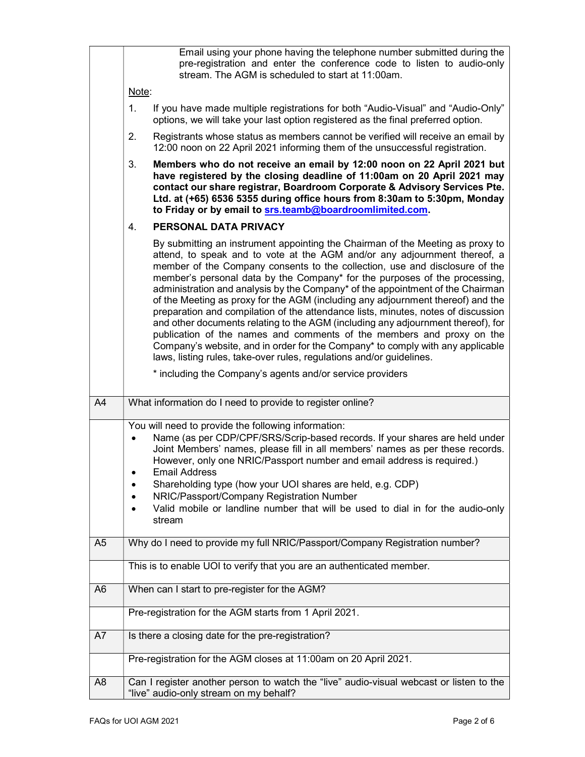| | |
|---|---|
| | Email using your phone having the telephone number submitted during the pre-registration and enter the conference code to listen to audio-only stream. The AGM is scheduled to start at 11:00am.<br><br>Note:<br><br>1. If you have made multiple registrations for both "Audio-Visual" and "Audio-Only" options, we will take your last option registered as the final preferred option.<br><br>2. Registrants whose status as members cannot be verified will receive an email by 12:00 noon on 22 April 2021 informing them of the unsuccessful registration.<br><br>3. **Members who do not receive an email by 12:00 noon on 22 April 2021 but have registered by the closing deadline of 11:00am on 20 April 2021 may contact our share registrar, Boardroom Corporate & Advisory Services Pte. Ltd. at (+65) 6536 5355 during office hours from 8:30am to 5:30pm, Monday to Friday or by email to srs.teamb@boardroomlimited.com.**<br><br>4. **PERSONAL DATA PRIVACY**<br><br>By submitting an instrument appointing the Chairman of the Meeting as proxy to attend, to speak and to vote at the AGM and/or any adjournment thereof, a member of the Company consents to the collection, use and disclosure of the member's personal data by the Company* for the purposes of the processing, administration and analysis by the Company* of the appointment of the Chairman of the Meeting as proxy for the AGM (including any adjournment thereof) and the preparation and compilation of the attendance lists, minutes, notes of discussion and other documents relating to the AGM (including any adjournment thereof), for publication of the names and comments of the members and proxy on the Company's website, and in order for the Company* to comply with any applicable laws, listing rules, take-over rules, regulations and/or guidelines.<br><br>* including the Company's agents and/or service providers |
| A4 | What information do I need to provide to register online? |
| | You will need to provide the following information:<br>• Name (as per CDP/CPF/SRS/Scrip-based records. If your shares are held under Joint Members' names, please fill in all members' names as per these records. However, only one NRIC/Passport number and email address is required.)<br>• Email Address<br>• Shareholding type (how your UOI shares are held, e.g. CDP)<br>• NRIC/Passport/Company Registration Number<br>• Valid mobile or landline number that will be used to dial in for the audio-only stream |
| A5 | Why do I need to provide my full NRIC/Passport/Company Registration number? |
| | This is to enable UOI to verify that you are an authenticated member. |
| A6 | When can I start to pre-register for the AGM? |
| | Pre-registration for the AGM starts from 1 April 2021. |
| A7 | Is there a closing date for the pre-registration? |
| | Pre-registration for the AGM closes at 11:00am on 20 April 2021. |
| A8 | Can I register another person to watch the "live" audio-visual webcast or listen to the "live" audio-only stream on my behalf? |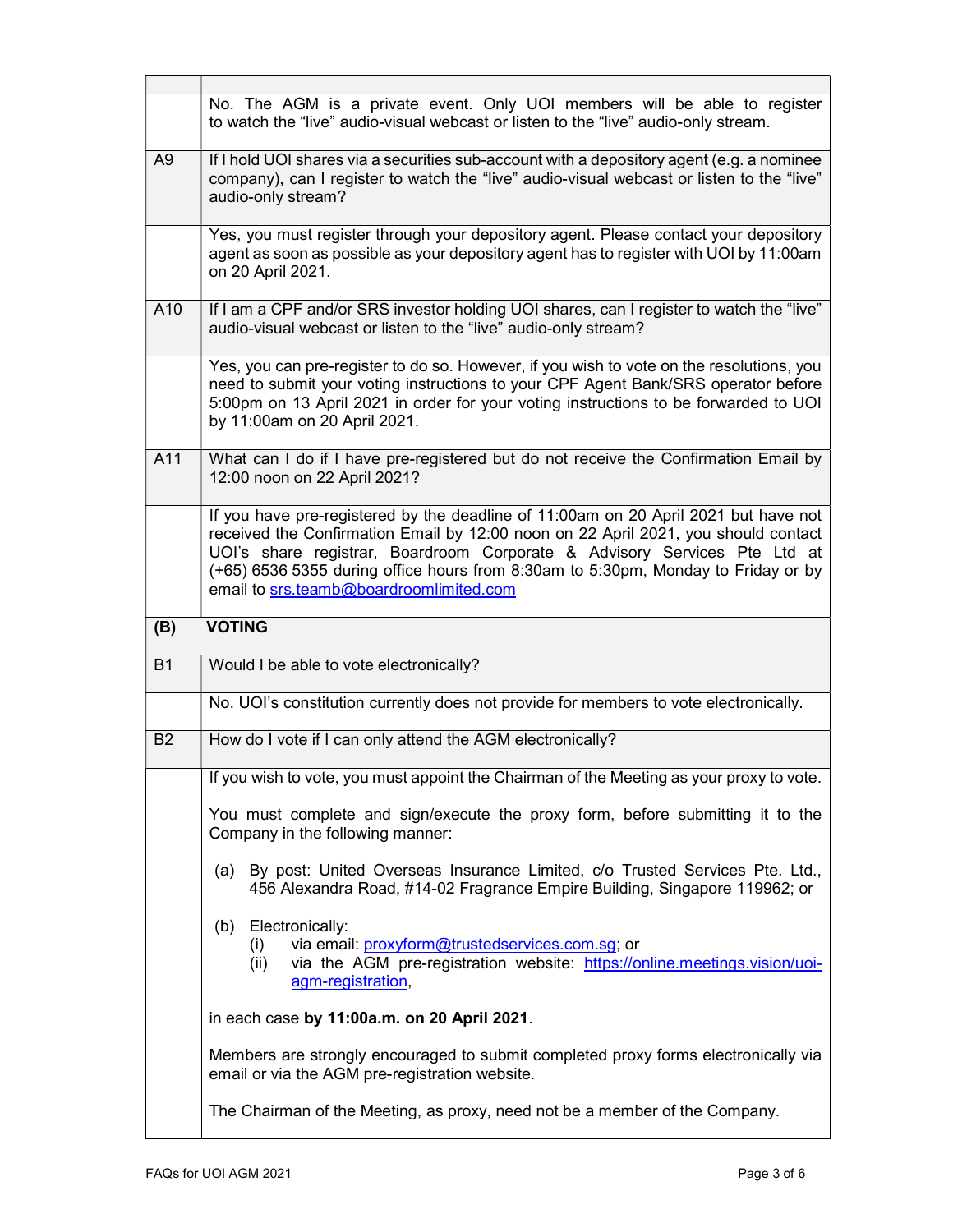| | |
|---|---|
| | No. The AGM is a private event. Only UOI members will be able to register to watch the "live" audio-visual webcast or listen to the "live" audio-only stream. |
| A9 | If I hold UOI shares via a securities sub-account with a depository agent (e.g. a nominee company), can I register to watch the "live" audio-visual webcast or listen to the "live" audio-only stream? |
| | Yes, you must register through your depository agent. Please contact your depository agent as soon as possible as your depository agent has to register with UOI by 11:00am on 20 April 2021. |
| A10 | If I am a CPF and/or SRS investor holding UOI shares, can I register to watch the "live" audio-visual webcast or listen to the "live" audio-only stream? |
| | Yes, you can pre-register to do so. However, if you wish to vote on the resolutions, you need to submit your voting instructions to your CPF Agent Bank/SRS operator before 5:00pm on 13 April 2021 in order for your voting instructions to be forwarded to UOI by 11:00am on 20 April 2021. |
| A11 | What can I do if I have pre-registered but do not receive the Confirmation Email by 12:00 noon on 22 April 2021? |
| | If you have pre-registered by the deadline of 11:00am on 20 April 2021 but have not received the Confirmation Email by 12:00 noon on 22 April 2021, you should contact UOI's share registrar, Boardroom Corporate & Advisory Services Pte Ltd at (+65) 6536 5355 during office hours from 8:30am to 5:30pm, Monday to Friday or by email to srs.teamb@boardroomlimited.com |
| **(B)** | **VOTING** |
| B1 | Would I be able to vote electronically? |
| | No. UOI's constitution currently does not provide for members to vote electronically. |
| B2 | How do I vote if I can only attend the AGM electronically? |
| | If you wish to vote, you must appoint the Chairman of the Meeting as your proxy to vote.<br><br>You must complete and sign/execute the proxy form, before submitting it to the Company in the following manner:<br><br>(a) By post: United Overseas Insurance Limited, c/o Trusted Services Pte. Ltd., 456 Alexandra Road, #14-02 Fragrance Empire Building, Singapore 119962; or<br><br>(b) Electronically:<br>(i) via email: proxyform@trustedservices.com.sg; or<br>(ii) via the AGM pre-registration website: https://online.meetings.vision/uoi-agm-registration,<br><br>in each case **by 11:00a.m. on 20 April 2021**.<br><br>Members are strongly encouraged to submit completed proxy forms electronically via email or via the AGM pre-registration website.<br><br>The Chairman of the Meeting, as proxy, need not be a member of the Company. |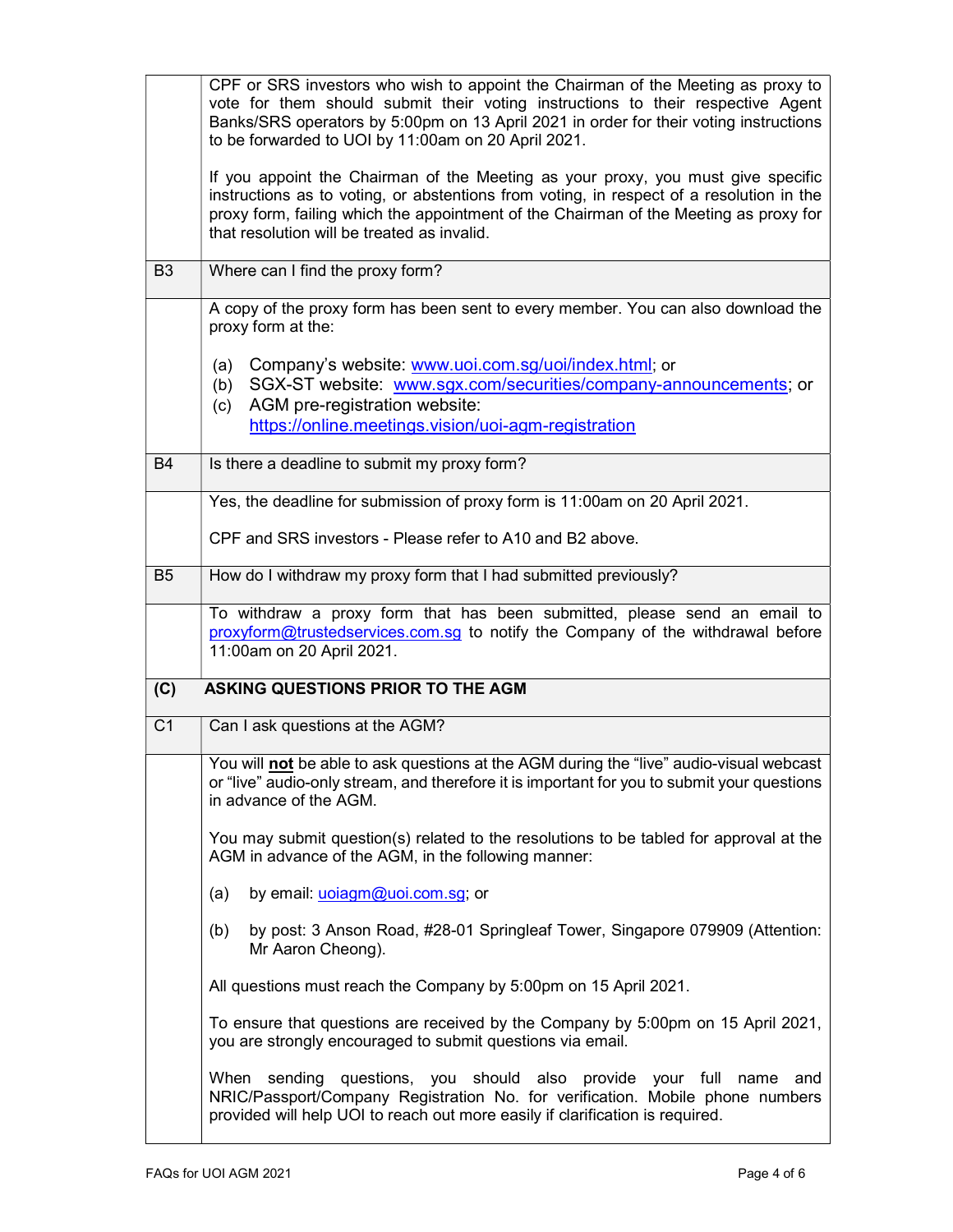| | |
|---|---|
| | CPF or SRS investors who wish to appoint the Chairman of the Meeting as proxy to vote for them should submit their voting instructions to their respective Agent Banks/SRS operators by 5:00pm on 13 April 2021 in order for their voting instructions to be forwarded to UOI by 11:00am on 20 April 2021.<br><br>If you appoint the Chairman of the Meeting as your proxy, you must give specific instructions as to voting, or abstentions from voting, in respect of a resolution in the proxy form, failing which the appointment of the Chairman of the Meeting as proxy for that resolution will be treated as invalid. |
| B3 | Where can I find the proxy form? |
| | A copy of the proxy form has been sent to every member. You can also download the proxy form at the:<br><br>(a) Company's website: www.uoi.com.sg/uoi/index.html; or<br>(b) SGX-ST website: www.sgx.com/securities/company-announcements; or<br>(c) AGM pre-registration website: https://online.meetings.vision/uoi-agm-registration |
| B4 | Is there a deadline to submit my proxy form? |
| | Yes, the deadline for submission of proxy form is 11:00am on 20 April 2021.<br><br>CPF and SRS investors - Please refer to A10 and B2 above. |
| B5 | How do I withdraw my proxy form that I had submitted previously? |
| | To withdraw a proxy form that has been submitted, please send an email to proxyform@trustedservices.com.sg to notify the Company of the withdrawal before 11:00am on 20 April 2021. |
| **(C)** | **ASKING QUESTIONS PRIOR TO THE AGM** |
| C1 | Can I ask questions at the AGM? |
| | You will **not** be able to ask questions at the AGM during the "live" audio-visual webcast or "live" audio-only stream, and therefore it is important for you to submit your questions in advance of the AGM.<br><br>You may submit question(s) related to the resolutions to be tabled for approval at the AGM in advance of the AGM, in the following manner:<br><br>(a) by email: uoiagm@uoi.com.sg; or<br><br>(b) by post: 3 Anson Road, #28-01 Springleaf Tower, Singapore 079909 (Attention: Mr Aaron Cheong).<br><br>All questions must reach the Company by 5:00pm on 15 April 2021.<br><br>To ensure that questions are received by the Company by 5:00pm on 15 April 2021, you are strongly encouraged to submit questions via email.<br><br>When sending questions, you should also provide your full name and NRIC/Passport/Company Registration No. for verification. Mobile phone numbers provided will help UOI to reach out more easily if clarification is required. |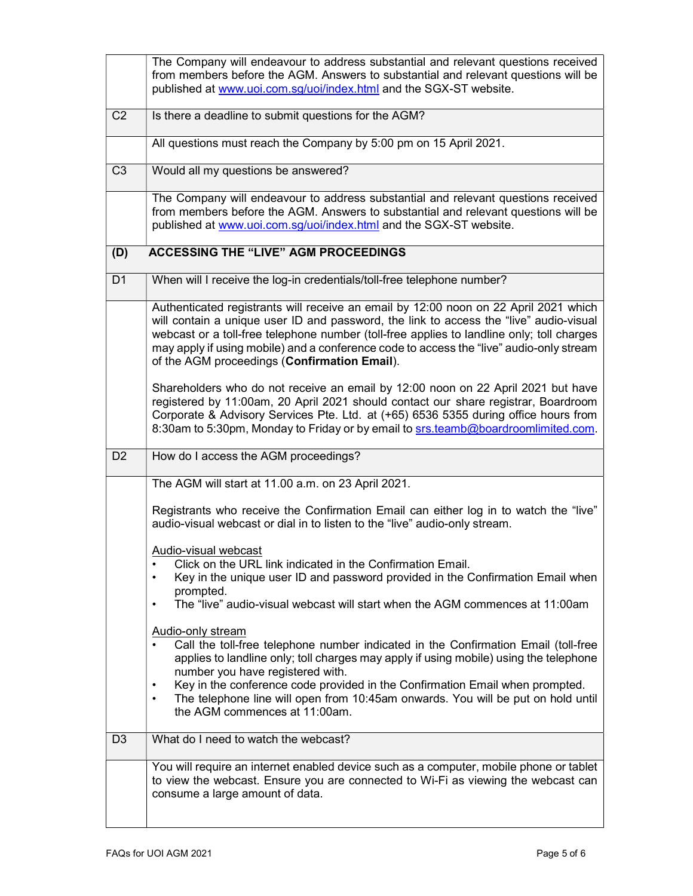| | |
|---|---|
| | The Company will endeavour to address substantial and relevant questions received from members before the AGM. Answers to substantial and relevant questions will be published at www.uoi.com.sg/uoi/index.html and the SGX-ST website. |
| C2 | Is there a deadline to submit questions for the AGM? |
| | All questions must reach the Company by 5:00 pm on 15 April 2021. |
| C3 | Would all my questions be answered? |
| | The Company will endeavour to address substantial and relevant questions received from members before the AGM. Answers to substantial and relevant questions will be published at www.uoi.com.sg/uoi/index.html and the SGX-ST website. |
| **(D)** | **ACCESSING THE "LIVE" AGM PROCEEDINGS** |
| D1 | When will I receive the log-in credentials/toll-free telephone number? |
| | Authenticated registrants will receive an email by 12:00 noon on 22 April 2021 which will contain a unique user ID and password, the link to access the "live" audio-visual webcast or a toll-free telephone number (toll-free applies to landline only; toll charges may apply if using mobile) and a conference code to access the "live" audio-only stream of the AGM proceedings (**Confirmation Email**).<br><br>Shareholders who do not receive an email by 12:00 noon on 22 April 2021 but have registered by 11:00am, 20 April 2021 should contact our share registrar, Boardroom Corporate & Advisory Services Pte. Ltd. at (+65) 6536 5355 during office hours from 8:30am to 5:30pm, Monday to Friday or by email to srs.teamb@boardroomlimited.com. |
| D2 | How do I access the AGM proceedings? |
| | The AGM will start at 11.00 a.m. on 23 April 2021.<br><br>Registrants who receive the Confirmation Email can either log in to watch the "live" audio-visual webcast or dial in to listen to the "live" audio-only stream.<br><br><u>Audio-visual webcast</u><br>• Click on the URL link indicated in the Confirmation Email.<br>• Key in the unique user ID and password provided in the Confirmation Email when prompted.<br>• The "live" audio-visual webcast will start when the AGM commences at 11:00am<br><br><u>Audio-only stream</u><br>• Call the toll-free telephone number indicated in the Confirmation Email (toll-free applies to landline only; toll charges may apply if using mobile) using the telephone number you have registered with.<br>• Key in the conference code provided in the Confirmation Email when prompted.<br>• The telephone line will open from 10:45am onwards. You will be put on hold until the AGM commences at 11:00am. |
| D3 | What do I need to watch the webcast? |
| | You will require an internet enabled device such as a computer, mobile phone or tablet to view the webcast. Ensure you are connected to Wi-Fi as viewing the webcast can consume a large amount of data. |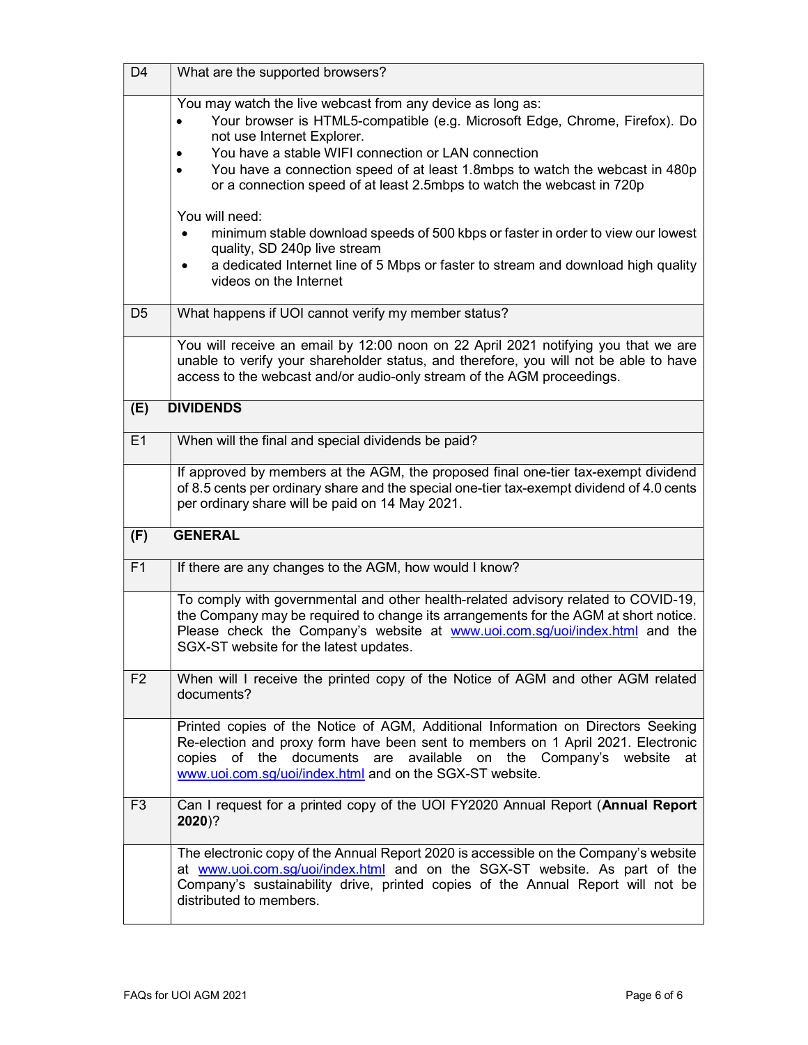| | |
|---|---|
| D4 | What are the supported browsers? |
| | You may watch the live webcast from any device as long as:<br>• Your browser is HTML5-compatible (e.g. Microsoft Edge, Chrome, Firefox). Do not use Internet Explorer.<br>• You have a stable WIFI connection or LAN connection<br>• You have a connection speed of at least 1.8mbps to watch the webcast in 480p or a connection speed of at least 2.5mbps to watch the webcast in 720p<br><br>You will need:<br>• minimum stable download speeds of 500 kbps or faster in order to view our lowest quality, SD 240p live stream<br>• a dedicated Internet line of 5 Mbps or faster to stream and download high quality videos on the Internet |
| D5 | What happens if UOI cannot verify my member status? |
| | You will receive an email by 12:00 noon on 22 April 2021 notifying you that we are unable to verify your shareholder status, and therefore, you will not be able to have access to the webcast and/or audio-only stream of the AGM proceedings. |
| **(E)** | **DIVIDENDS** |
| E1 | When will the final and special dividends be paid? |
| | If approved by members at the AGM, the proposed final one-tier tax-exempt dividend of 8.5 cents per ordinary share and the special one-tier tax-exempt dividend of 4.0 cents per ordinary share will be paid on 14 May 2021. |
| **(F)** | **GENERAL** |
| F1 | If there are any changes to the AGM, how would I know? |
| | To comply with governmental and other health-related advisory related to COVID-19, the Company may be required to change its arrangements for the AGM at short notice. Please check the Company's website at www.uoi.com.sg/uoi/index.html and the SGX-ST website for the latest updates. |
| F2 | When will I receive the printed copy of the Notice of AGM and other AGM related documents? |
| | Printed copies of the Notice of AGM, Additional Information on Directors Seeking Re-election and proxy form have been sent to members on 1 April 2021. Electronic copies of the documents are available on the Company's website at www.uoi.com.sg/uoi/index.html and on the SGX-ST website. |
| F3 | Can I request for a printed copy of the UOI FY2020 Annual Report (**Annual Report 2020**)? |
| | The electronic copy of the Annual Report 2020 is accessible on the Company's website at www.uoi.com.sg/uoi/index.html and on the SGX-ST website. As part of the Company's sustainability drive, printed copies of the Annual Report will not be distributed to members. |